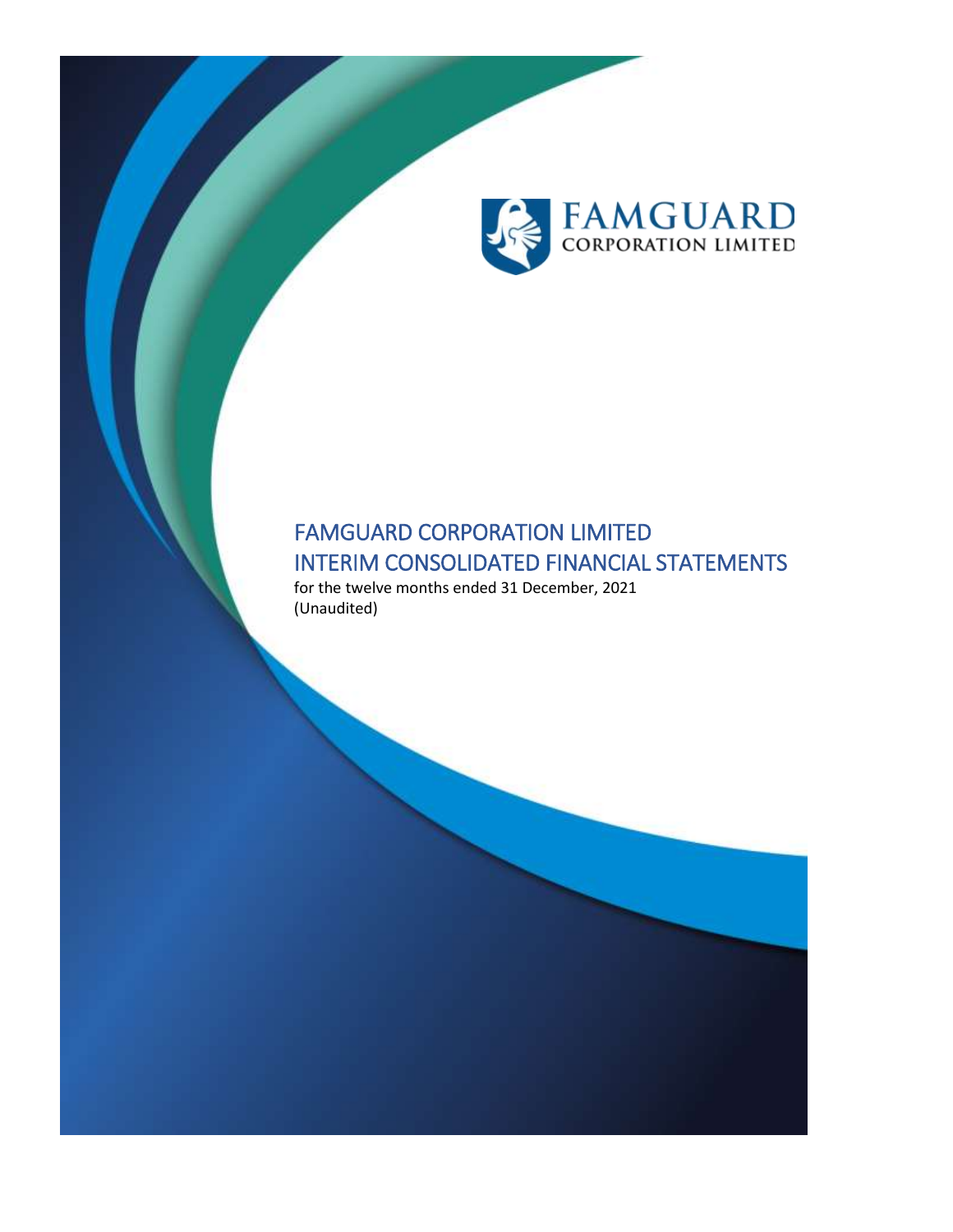FAMGUARD
CORPORATION LIMITED

# FAMGUARD CORPORATION LIMITED
# INTERIM CONSOLIDATED FINANCIAL STATEMENTS

for the twelve months ended 31 December, 2021
(Unaudited)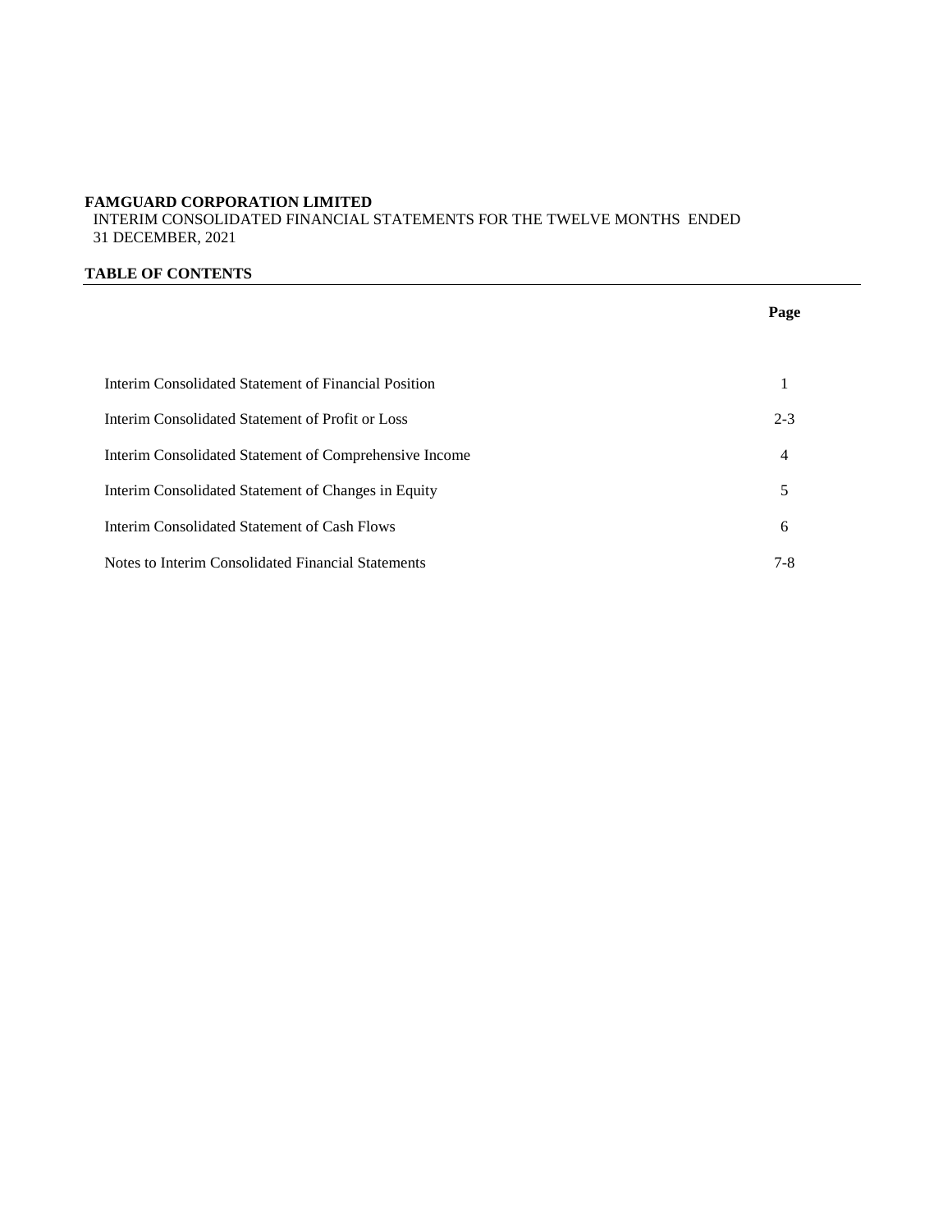**FAMGUARD CORPORATION LIMITED**
INTERIM CONSOLIDATED FINANCIAL STATEMENTS FOR THE TWELVE MONTHS ENDED 31 DECEMBER, 2021

**TABLE OF CONTENTS**

| | **Page** |
|---|---|
| Interim Consolidated Statement of Financial Position | 1 |
| Interim Consolidated Statement of Profit or Loss | 2-3 |
| Interim Consolidated Statement of Comprehensive Income | 4 |
| Interim Consolidated Statement of Changes in Equity | 5 |
| Interim Consolidated Statement of Cash Flows | 6 |
| Notes to Interim Consolidated Financial Statements | 7-8 |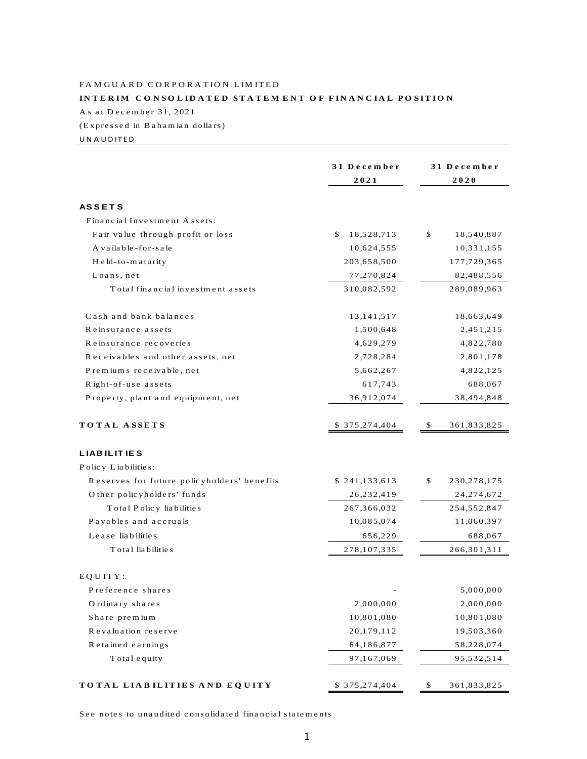FAMGUARD CORPORATION LIMITED

**INTERIM CONSOLIDATED STATEMENT OF FINANCIAL POSITION**

As at December 31, 2021

(Expressed in Bahamian dollars)

UNAUDITED

| | 31 December 2021 | 31 December 2020 |
|---|---|---|
| **ASSETS** | | |
| Financial Investment Assets: | | |
| Fair value through profit or loss | $ 18,528,713 | $ 18,540,887 |
| Available-for-sale | 10,624,555 | 10,331,155 |
| Held-to-maturity | 203,658,500 | 177,729,365 |
| Loans, net | 77,270,824 | 82,488,556 |
| Total financial investment assets | 310,082,592 | 289,089,963 |
| Cash and bank balances | 13,141,517 | 18,663,649 |
| Reinsurance assets | 1,500,648 | 2,451,215 |
| Reinsurance recoveries | 4,629,279 | 4,822,780 |
| Receivables and other assets, net | 2,728,284 | 2,801,178 |
| Premiums receivable, net | 5,662,267 | 4,822,125 |
| Right-of-use assets | 617,743 | 688,067 |
| Property, plant and equipment, net | 36,912,074 | 38,494,848 |
| **TOTAL ASSETS** | $ 375,274,404 | $ 361,833,825 |
| **LIABILITIES** | | |
| Policy Liabilities: | | |
| Reserves for future policyholders' benefits | $ 241,133,613 | $ 230,278,175 |
| Other policyholders' funds | 26,232,419 | 24,274,672 |
| Total Policy liabilities | 267,366,032 | 254,552,847 |
| Payables and accruals | 10,085,074 | 11,060,397 |
| Lease liabilities | 656,229 | 688,067 |
| Total liabilities | 278,107,335 | 266,301,311 |
| EQUITY: | | |
| Preference shares | - | 5,000,000 |
| Ordinary shares | 2,000,000 | 2,000,000 |
| Share premium | 10,801,080 | 10,801,080 |
| Revaluation reserve | 20,179,112 | 19,503,360 |
| Retained earnings | 64,186,877 | 58,228,074 |
| Total equity | 97,167,069 | 95,532,514 |
| **TOTAL LIABILITIES AND EQUITY** | $ 375,274,404 | $ 361,833,825 |

See notes to unaudited consolidated financial statements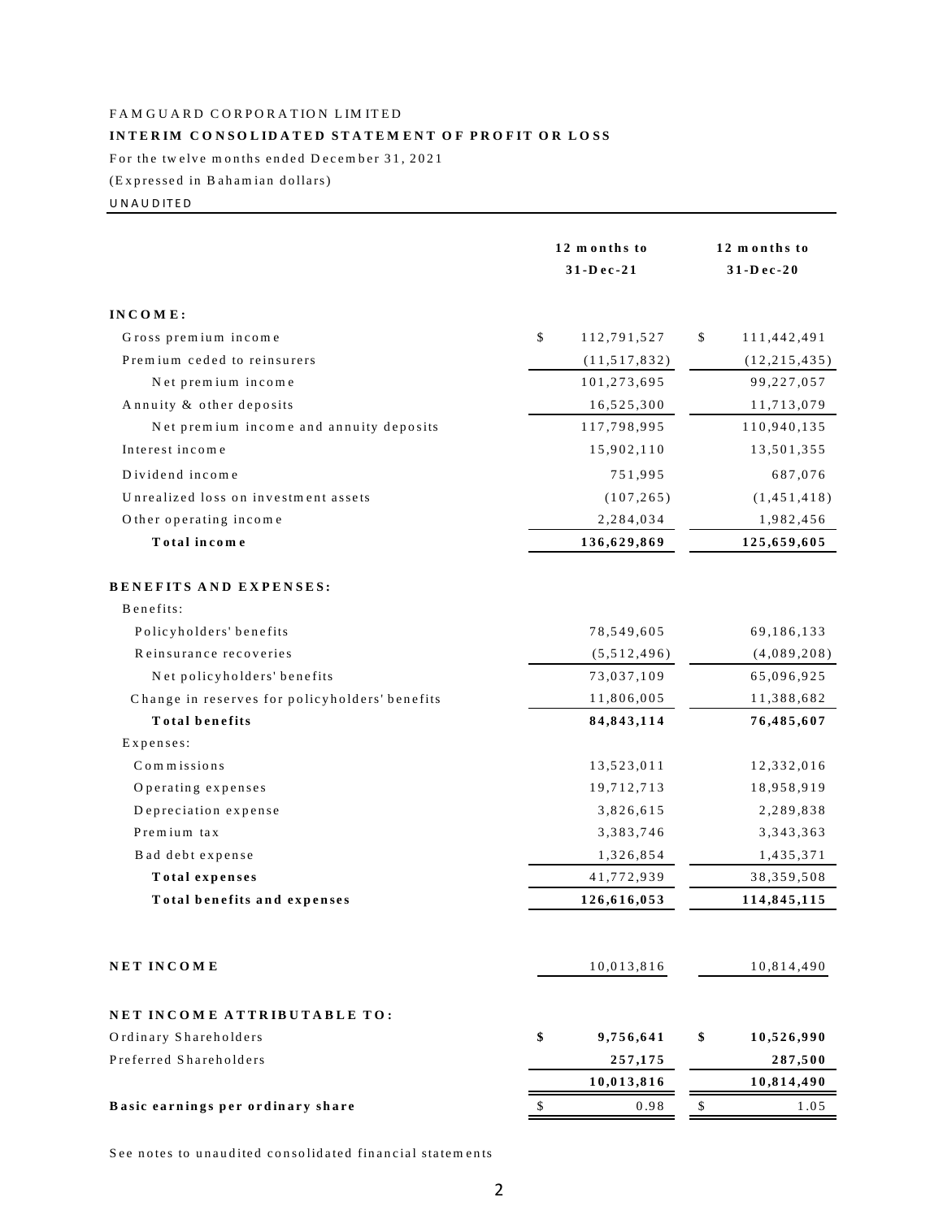FAMGUARD CORPORATION LIMITED

**INTERIM CONSOLIDATED STATEMENT OF PROFIT OR LOSS**

For the twelve months ended December 31, 2021

(Expressed in Bahamian dollars)

UNAUDITED

| | 12 months to 31-Dec-21 | 12 months to 31-Dec-20 |
|---|---|---|
| **INCOME:** | | |
| Gross premium income | $ 112,791,527 | $ 111,442,491 |
| Premium ceded to reinsurers | (11,517,832) | (12,215,435) |
| Net premium income | 101,273,695 | 99,227,057 |
| Annuity & other deposits | 16,525,300 | 11,713,079 |
| Net premium income and annuity deposits | 117,798,995 | 110,940,135 |
| Interest income | 15,902,110 | 13,501,355 |
| Dividend income | 751,995 | 687,076 |
| Unrealized loss on investment assets | (107,265) | (1,451,418) |
| Other operating income | 2,284,034 | 1,982,456 |
| **Total income** | **136,629,869** | **125,659,605** |
| **BENEFITS AND EXPENSES:** | | |
| Benefits: | | |
| Policyholders' benefits | 78,549,605 | 69,186,133 |
| Reinsurance recoveries | (5,512,496) | (4,089,208) |
| Net policyholders' benefits | 73,037,109 | 65,096,925 |
| Change in reserves for policyholders' benefits | 11,806,005 | 11,388,682 |
| **Total benefits** | **84,843,114** | **76,485,607** |
| Expenses: | | |
| Commissions | 13,523,011 | 12,332,016 |
| Operating expenses | 19,712,713 | 18,958,919 |
| Depreciation expense | 3,826,615 | 2,289,838 |
| Premium tax | 3,383,746 | 3,343,363 |
| Bad debt expense | 1,326,854 | 1,435,371 |
| **Total expenses** | 41,772,939 | 38,359,508 |
| **Total benefits and expenses** | **126,616,053** | **114,845,115** |
| **NET INCOME** | 10,013,816 | 10,814,490 |
| **NET INCOME ATTRIBUTABLE TO:** | | |
| Ordinary Shareholders | **$ 9,756,641** | **$ 10,526,990** |
| Preferred Shareholders | **257,175** | **287,500** |
| | **10,013,816** | **10,814,490** |
| **Basic earnings per ordinary share** | $ 0.98 | $ 1.05 |

See notes to unaudited consolidated financial statements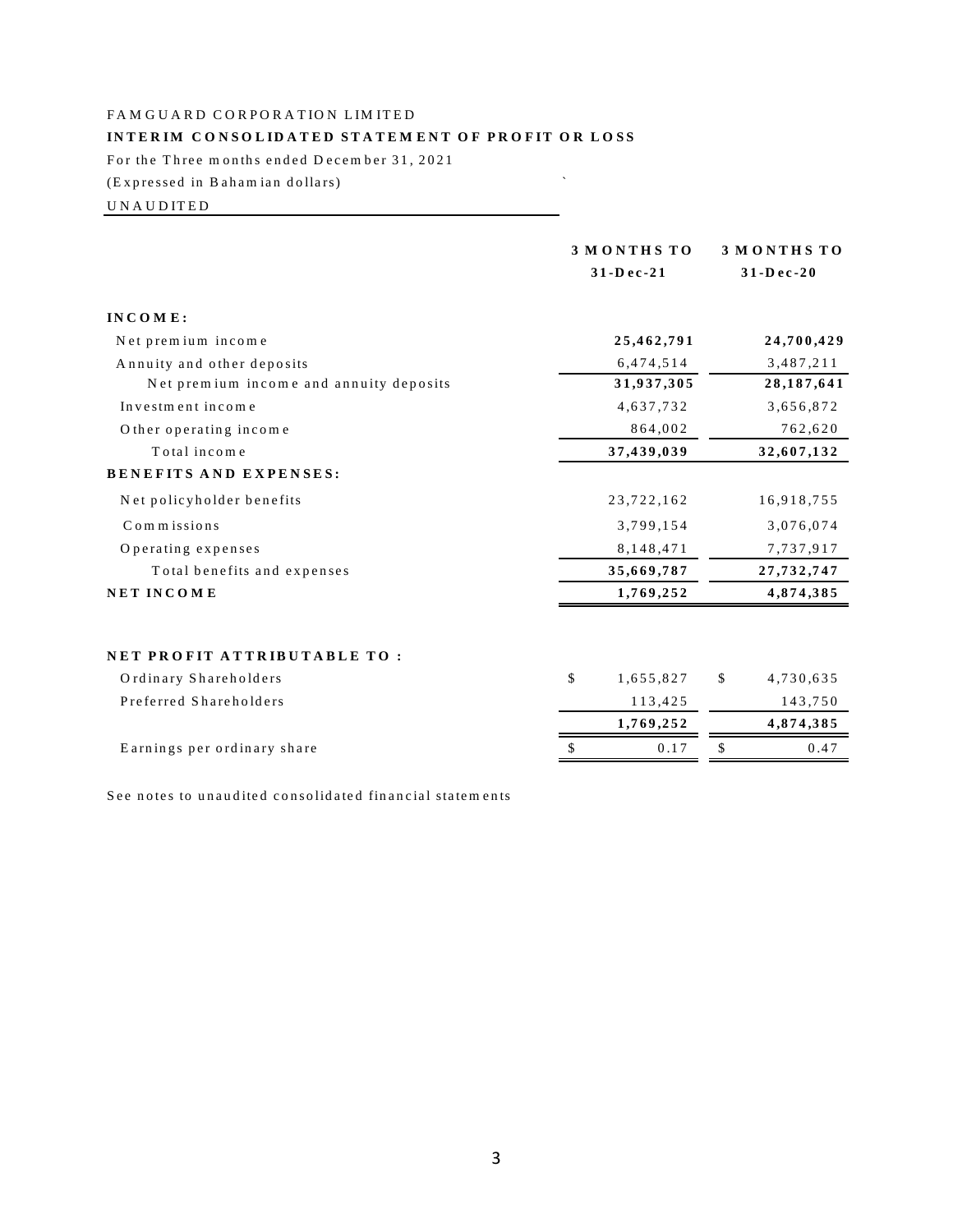FAMGUARD CORPORATION LIMITED

**INTERIM CONSOLIDATED STATEMENT OF PROFIT OR LOSS**

For the Three months ended December 31, 2021

(Expressed in Bahamian dollars)

UNAUDITED

| | **3 MONTHS TO 31-Dec-21** | **3 MONTHS TO 31-Dec-20** |
|---|---|---|
| **INCOME:** | | |
| Net premium income | **25,462,791** | **24,700,429** |
| Annuity and other deposits | 6,474,514 | 3,487,211 |
| Net premium income and annuity deposits | **31,937,305** | **28,187,641** |
| Investment income | 4,637,732 | 3,656,872 |
| Other operating income | 864,002 | 762,620 |
| Total income | **37,439,039** | **32,607,132** |
| **BENEFITS AND EXPENSES:** | | |
| Net policyholder benefits | 23,722,162 | 16,918,755 |
| Commissions | 3,799,154 | 3,076,074 |
| Operating expenses | 8,148,471 | 7,737,917 |
| Total benefits and expenses | **35,669,787** | **27,732,747** |
| **NET INCOME** | **1,769,252** | **4,874,385** |
| | | |
| **NET PROFIT ATTRIBUTABLE TO :** | | |
| Ordinary Shareholders | $ 1,655,827 | $ 4,730,635 |
| Preferred Shareholders | 113,425 | 143,750 |
| | **1,769,252** | **4,874,385** |
| Earnings per ordinary share | $ 0.17 | $ 0.47 |

See notes to unaudited consolidated financial statements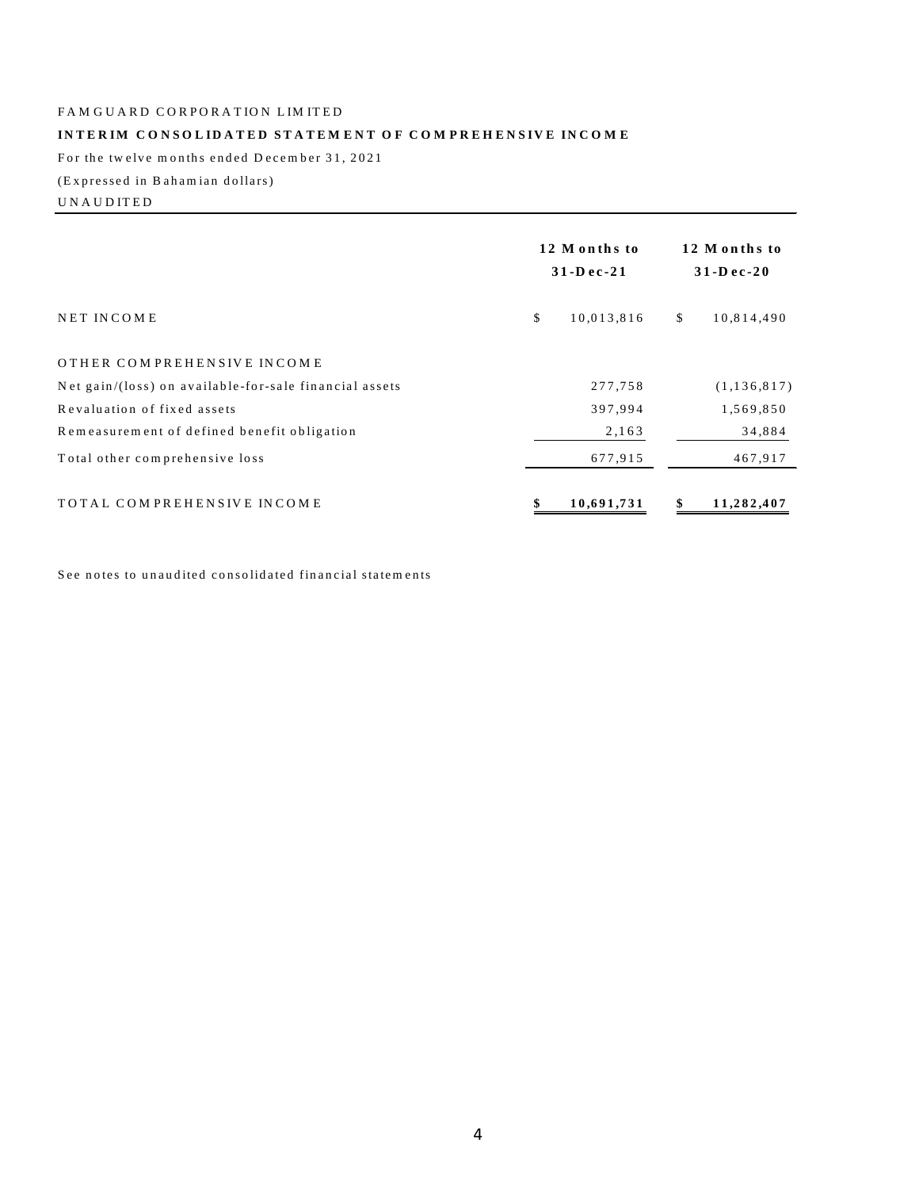FAMGUARD CORPORATION LIMITED

**INTERIM CONSOLIDATED STATEMENT OF COMPREHENSIVE INCOME**

For the twelve months ended December 31, 2021

(Expressed in Bahamian dollars)

UNAUDITED

| | **12 Months to 31-Dec-21** | **12 Months to 31-Dec-20** |
|---|---|---|
| NET INCOME | $ 10,013,816 | $ 10,814,490 |
| OTHER COMPREHENSIVE INCOME | | |
| Net gain/(loss) on available-for-sale financial assets | 277,758 | (1,136,817) |
| Revaluation of fixed assets | 397,994 | 1,569,850 |
| Remeasurement of defined benefit obligation | 2,163 | 34,884 |
| Total other comprehensive loss | 677,915 | 467,917 |
| TOTAL COMPREHENSIVE INCOME | **$ 10,691,731** | **$ 11,282,407** |

See notes to unaudited consolidated financial statements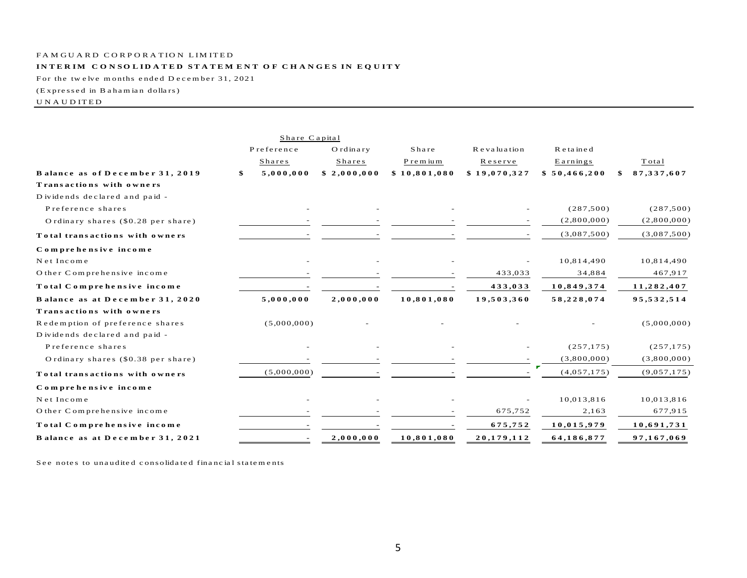FAMGUARD CORPORATION LIMITED

**INTERIM CONSOLIDATED STATEMENT OF CHANGES IN EQUITY**

For the twelve months ended December 31, 2021

(Expressed in Bahamian dollars)

UNAUDITED

| | Share Capital | | | | | |
|---|---|---|---|---|---|---|
| | Preference Shares | Ordinary Shares | Share Premium | Revaluation Reserve | Retained Earnings | Total |
| **Balance as of December 31, 2019** | **$ 5,000,000** | **$ 2,000,000** | **$ 10,801,080** | **$ 19,070,327** | **$ 50,466,200** | **$ 87,337,607** |
| **Transactions with owners** | | | | | | |
| Dividends declared and paid - | | | | | | |
| Preference shares | - | - | - | - | (287,500) | (287,500) |
| Ordinary shares ($0.28 per share) | - | - | - | - | (2,800,000) | (2,800,000) |
| **Total transactions with owners** | - | - | - | - | (3,087,500) | (3,087,500) |
| **Comprehensive income** | | | | | | |
| Net Income | - | - | - | - | 10,814,490 | 10,814,490 |
| Other Comprehensive income | - | - | - | 433,033 | 34,884 | 467,917 |
| **Total Comprehensive income** | - | - | - | **433,033** | **10,849,374** | **11,282,407** |
| **Balance as at December 31, 2020** | **5,000,000** | **2,000,000** | **10,801,080** | **19,503,360** | **58,228,074** | **95,532,514** |
| **Transactions with owners** | | | | | | |
| Redemption of preference shares | (5,000,000) | - | - | - | - | (5,000,000) |
| Dividends declared and paid - | | | | | | |
| Preference shares | - | - | - | - | (257,175) | (257,175) |
| Ordinary shares ($0.38 per share) | - | - | - | - | (3,800,000) | (3,800,000) |
| **Total transactions with owners** | (5,000,000) | - | - | - | (4,057,175) | (9,057,175) |
| **Comprehensive income** | | | | | | |
| Net Income | - | - | - | - | 10,013,816 | 10,013,816 |
| Other Comprehensive income | - | - | - | 675,752 | 2,163 | 677,915 |
| **Total Comprehensive income** | - | - | - | **675,752** | **10,015,979** | **10,691,731** |
| **Balance as at December 31, 2021** | - | **2,000,000** | **10,801,080** | **20,179,112** | **64,186,877** | **97,167,069** |

See notes to unaudited consolidated financial statements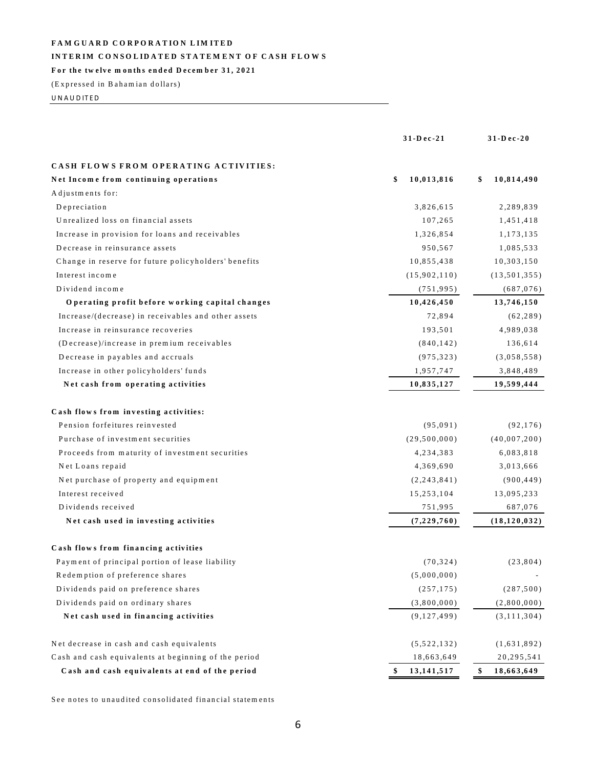**FAMGUARD CORPORATION LIMITED**

**INTERIM CONSOLIDATED STATEMENT OF CASH FLOWS**

**For the twelve months ended December 31, 2021**

(Expressed in Bahamian dollars)

UNAUDITED

| | 31-Dec-21 | 31-Dec-20 |
|---|---|---|
| **CASH FLOWS FROM OPERATING ACTIVITIES:** | | |
| **Net Income from continuing operations** | **$ 10,013,816** | **$ 10,814,490** |
| Adjustments for: | | |
| Depreciation | 3,826,615 | 2,289,839 |
| Unrealized loss on financial assets | 107,265 | 1,451,418 |
| Increase in provision for loans and receivables | 1,326,854 | 1,173,135 |
| Decrease in reinsurance assets | 950,567 | 1,085,533 |
| Change in reserve for future policyholders' benefits | 10,855,438 | 10,303,150 |
| Interest income | (15,902,110) | (13,501,355) |
| Dividend income | (751,995) | (687,076) |
| **Operating profit before working capital changes** | **10,426,450** | **13,746,150** |
| Increase/(decrease) in receivables and other assets | 72,894 | (62,289) |
| Increase in reinsurance recoveries | 193,501 | 4,989,038 |
| (Decrease)/increase in premium receivables | (840,142) | 136,614 |
| Decrease in payables and accruals | (975,323) | (3,058,558) |
| Increase in other policyholders' funds | 1,957,747 | 3,848,489 |
| **Net cash from operating activities** | **10,835,127** | **19,599,444** |
| | | |
| **Cash flows from investing activities:** | | |
| Pension forfeitures reinvested | (95,091) | (92,176) |
| Purchase of investment securities | (29,500,000) | (40,007,200) |
| Proceeds from maturity of investment securities | 4,234,383 | 6,083,818 |
| Net Loans repaid | 4,369,690 | 3,013,666 |
| Net purchase of property and equipment | (2,243,841) | (900,449) |
| Interest received | 15,253,104 | 13,095,233 |
| Dividends received | 751,995 | 687,076 |
| **Net cash used in investing activities** | **(7,229,760)** | **(18,120,032)** |
| | | |
| **Cash flows from financing activities** | | |
| Payment of principal portion of lease liability | (70,324) | (23,804) |
| Redemption of preference shares | (5,000,000) | - |
| Dividends paid on preference shares | (257,175) | (287,500) |
| Dividends paid on ordinary shares | (3,800,000) | (2,800,000) |
| **Net cash used in financing activities** | (9,127,499) | (3,111,304) |
| | | |
| Net decrease in cash and cash equivalents | (5,522,132) | (1,631,892) |
| Cash and cash equivalents at beginning of the period | 18,663,649 | 20,295,541 |
| **Cash and cash equivalents at end of the period** | **$ 13,141,517** | **$ 18,663,649** |

See notes to unaudited consolidated financial statements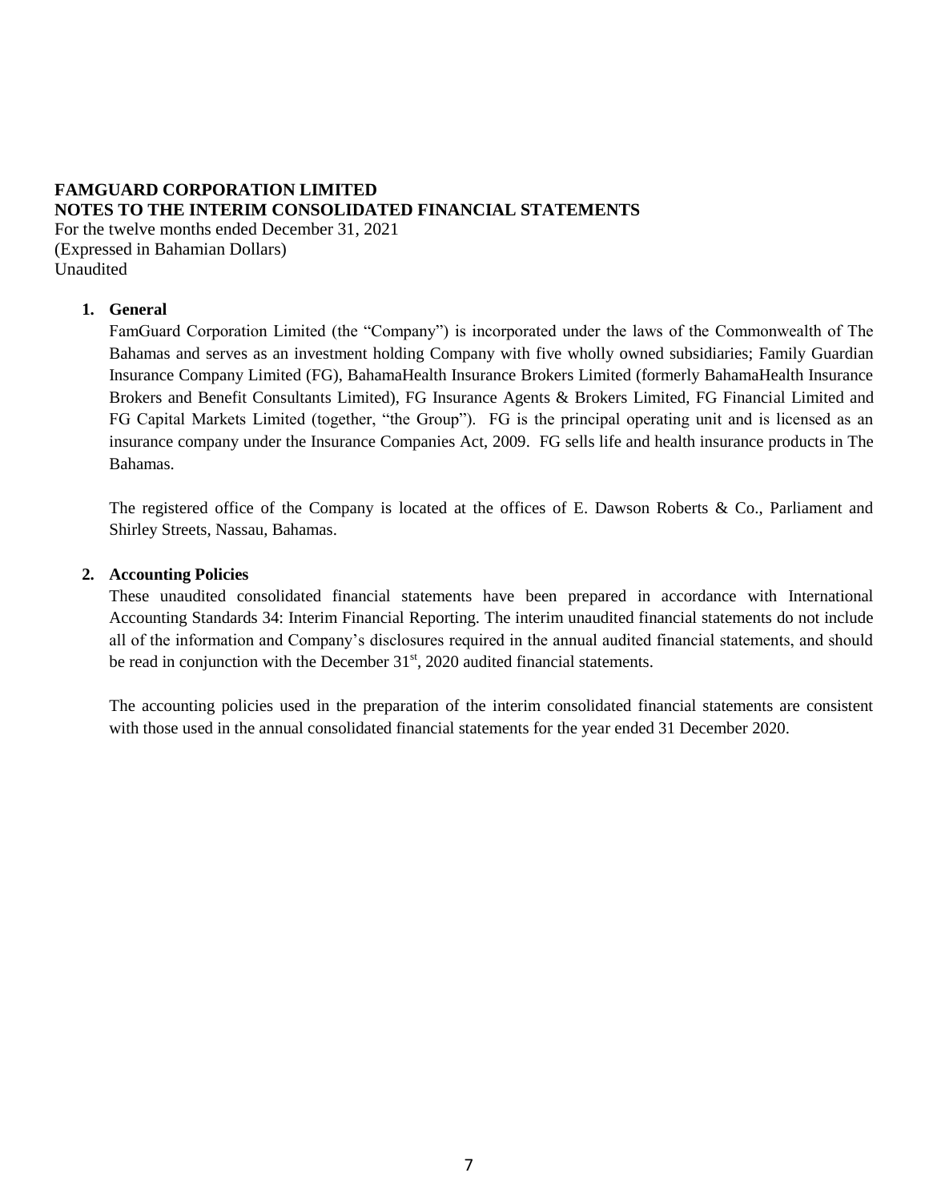**FAMGUARD CORPORATION LIMITED**
**NOTES TO THE INTERIM CONSOLIDATED FINANCIAL STATEMENTS**
For the twelve months ended December 31, 2021
(Expressed in Bahamian Dollars)
Unaudited

1. **General**

   FamGuard Corporation Limited (the "Company") is incorporated under the laws of the Commonwealth of The Bahamas and serves as an investment holding Company with five wholly owned subsidiaries; Family Guardian Insurance Company Limited (FG), BahamaHealth Insurance Brokers Limited (formerly BahamaHealth Insurance Brokers and Benefit Consultants Limited), FG Insurance Agents & Brokers Limited, FG Financial Limited and FG Capital Markets Limited (together, "the Group"). FG is the principal operating unit and is licensed as an insurance company under the Insurance Companies Act, 2009. FG sells life and health insurance products in The Bahamas.

   The registered office of the Company is located at the offices of E. Dawson Roberts & Co., Parliament and Shirley Streets, Nassau, Bahamas.

2. **Accounting Policies**

   These unaudited consolidated financial statements have been prepared in accordance with International Accounting Standards 34: Interim Financial Reporting. The interim unaudited financial statements do not include all of the information and Company's disclosures required in the annual audited financial statements, and should be read in conjunction with the December 31st, 2020 audited financial statements.

   The accounting policies used in the preparation of the interim consolidated financial statements are consistent with those used in the annual consolidated financial statements for the year ended 31 December 2020.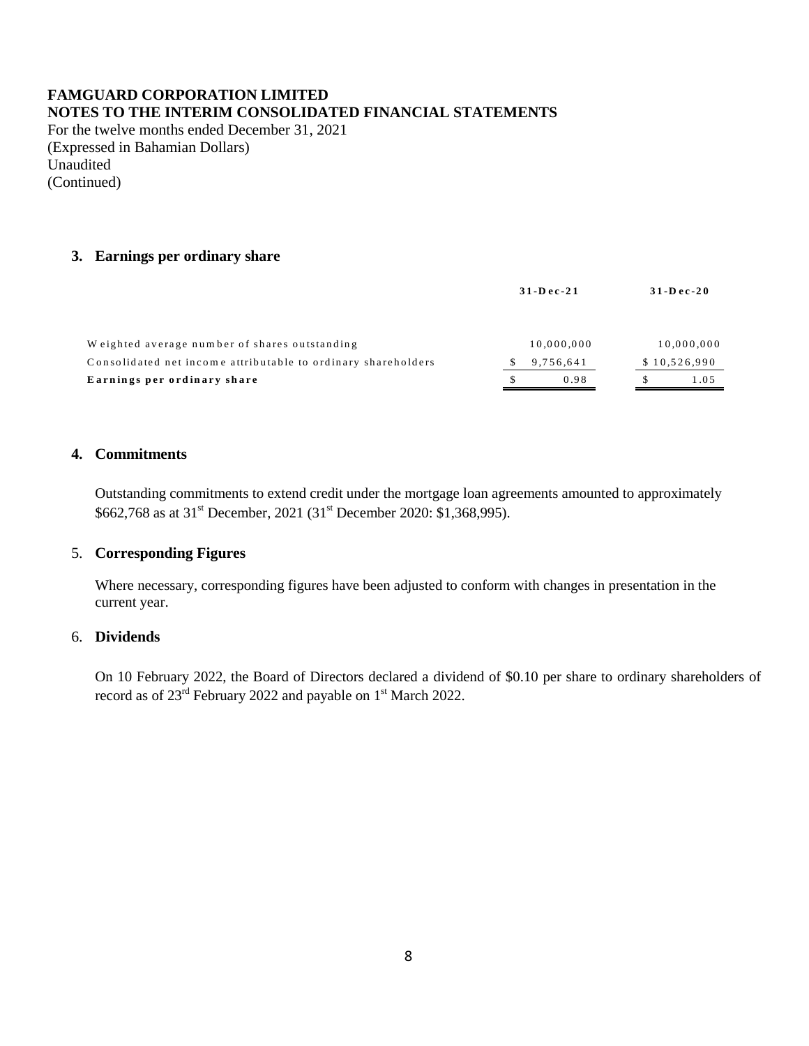**FAMGUARD CORPORATION LIMITED**
**NOTES TO THE INTERIM CONSOLIDATED FINANCIAL STATEMENTS**
For the twelve months ended December 31, 2021
(Expressed in Bahamian Dollars)
Unaudited
(Continued)

## 3. Earnings per ordinary share

| | 31-Dec-21 | 31-Dec-20 |
|---|---|---|
| Weighted average number of shares outstanding | 10,000,000 | 10,000,000 |
| Consolidated net income attributable to ordinary shareholders | $ 9,756,641 | $ 10,526,990 |
| **Earnings per ordinary share** | $ 0.98 | $ 1.05 |

## 4. Commitments

Outstanding commitments to extend credit under the mortgage loan agreements amounted to approximately $662,768 as at 31st December, 2021 (31st December 2020: $1,368,995).

## 5. Corresponding Figures

Where necessary, corresponding figures have been adjusted to conform with changes in presentation in the current year.

## 6. Dividends

On 10 February 2022, the Board of Directors declared a dividend of $0.10 per share to ordinary shareholders of record as of 23rd February 2022 and payable on 1st March 2022.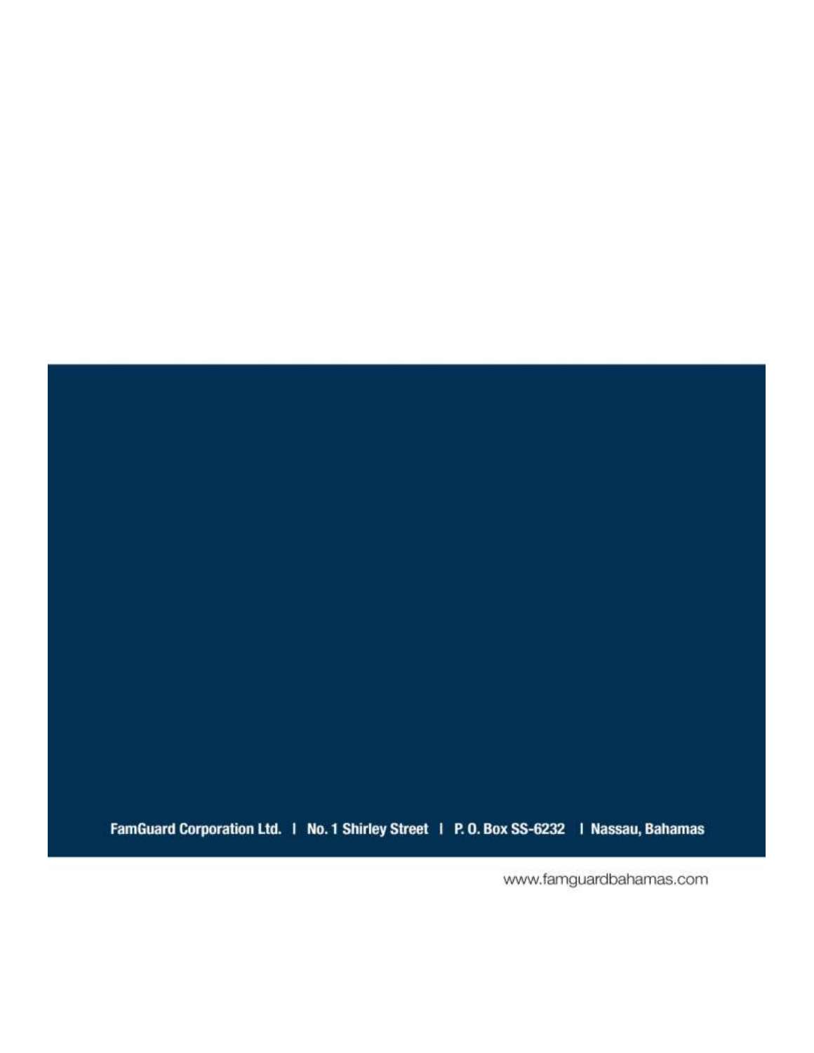FamGuard Corporation Ltd. | No. 1 Shirley Street | P. O. Box SS-6232 | Nassau, Bahamas

www.famguardbahamas.com